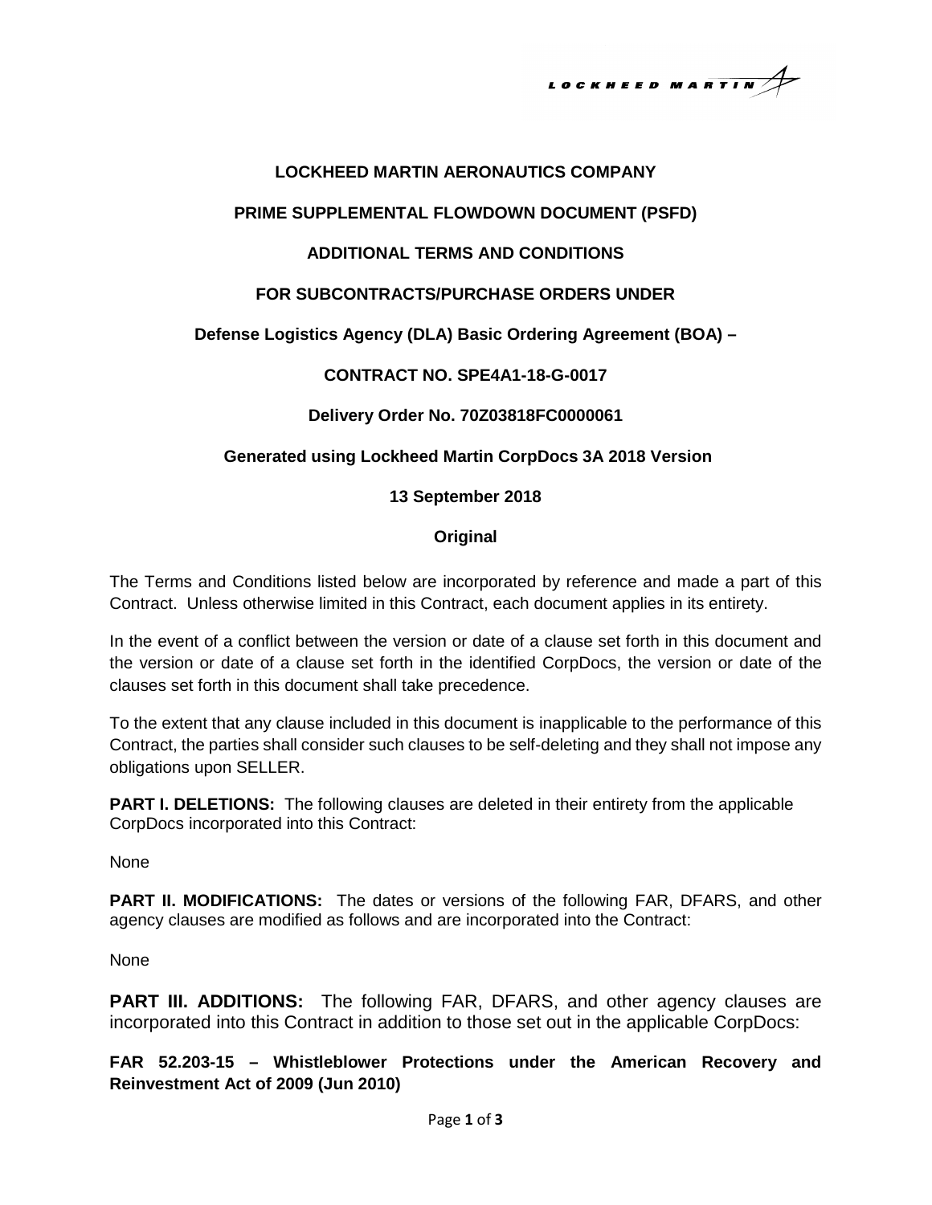**LOCKHEED MARTIN AERONAUTICS COMPANY**

**PRIME SUPPLEMENTAL FLOWDOWN DOCUMENT (PSFD)**

**ADDITIONAL TERMS AND CONDITIONS**

**FOR SUBCONTRACTS/PURCHASE ORDERS UNDER**

**Defense Logistics Agency (DLA) Basic Ordering Agreement (BOA) –**

**CONTRACT NO. SPE4A1-18-G-0017**

**Delivery Order No. 70Z03818FC0000061**

**Generated using Lockheed Martin CorpDocs 3A 2018 Version**

**13 September 2018**

**Original**

The Terms and Conditions listed below are incorporated by reference and made a part of this Contract. Unless otherwise limited in this Contract, each document applies in its entirety.

In the event of a conflict between the version or date of a clause set forth in this document and the version or date of a clause set forth in the identified CorpDocs, the version or date of the clauses set forth in this document shall take precedence.

To the extent that any clause included in this document is inapplicable to the performance of this Contract, the parties shall consider such clauses to be self-deleting and they shall not impose any obligations upon SELLER.

**PART I. DELETIONS:** The following clauses are deleted in their entirety from the applicable CorpDocs incorporated into this Contract:

None

**PART II. MODIFICATIONS:** The dates or versions of the following FAR, DFARS, and other agency clauses are modified as follows and are incorporated into the Contract:

None

**PART III. ADDITIONS:** The following FAR, DFARS, and other agency clauses are incorporated into this Contract in addition to those set out in the applicable CorpDocs:

**FAR 52.203-15 – Whistleblower Protections under the American Recovery and Reinvestment Act of 2009 (Jun 2010)**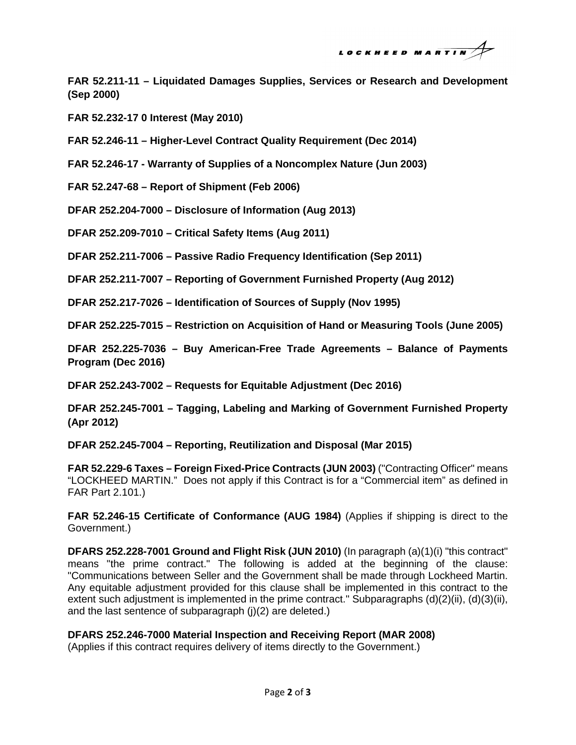**FAR 52.211-11 – Liquidated Damages Supplies, Services or Research and Development (Sep 2000)**

**FAR 52.232-17 0 Interest (May 2010)**

**FAR 52.246-11 – Higher-Level Contract Quality Requirement (Dec 2014)**

**FAR 52.246-17 - Warranty of Supplies of a Noncomplex Nature (Jun 2003)**

**FAR 52.247-68 – Report of Shipment (Feb 2006)**

**DFAR 252.204-7000 – Disclosure of Information (Aug 2013)**

**DFAR 252.209-7010 – Critical Safety Items (Aug 2011)**

**DFAR 252.211-7006 – Passive Radio Frequency Identification (Sep 2011)**

**DFAR 252.211-7007 – Reporting of Government Furnished Property (Aug 2012)**

**DFAR 252.217-7026 – Identification of Sources of Supply (Nov 1995)**

**DFAR 252.225-7015 – Restriction on Acquisition of Hand or Measuring Tools (June 2005)**

**DFAR 252.225-7036 – Buy American-Free Trade Agreements – Balance of Payments Program (Dec 2016)**

**DFAR 252.243-7002 – Requests for Equitable Adjustment (Dec 2016)**

**DFAR 252.245-7001 – Tagging, Labeling and Marking of Government Furnished Property (Apr 2012)**

**DFAR 252.245-7004 – Reporting, Reutilization and Disposal (Mar 2015)**

**FAR 52.229-6 Taxes – Foreign Fixed-Price Contracts (JUN 2003)** ("Contracting Officer" means "LOCKHEED MARTIN." Does not apply if this Contract is for a "Commercial item" as defined in FAR Part 2.101.)

**FAR 52.246-15 Certificate of Conformance (AUG 1984)** (Applies if shipping is direct to the Government.)

**DFARS 252.228-7001 Ground and Flight Risk (JUN 2010)** (In paragraph (a)(1)(i) "this contract" means "the prime contract." The following is added at the beginning of the clause: "Communications between Seller and the Government shall be made through Lockheed Martin. Any equitable adjustment provided for this clause shall be implemented in this contract to the extent such adjustment is implemented in the prime contract." Subparagraphs (d)(2)(ii), (d)(3)(ii), and the last sentence of subparagraph (j)(2) are deleted.)

**DFARS 252.246-7000 Material Inspection and Receiving Report (MAR 2008)**
(Applies if this contract requires delivery of items directly to the Government.)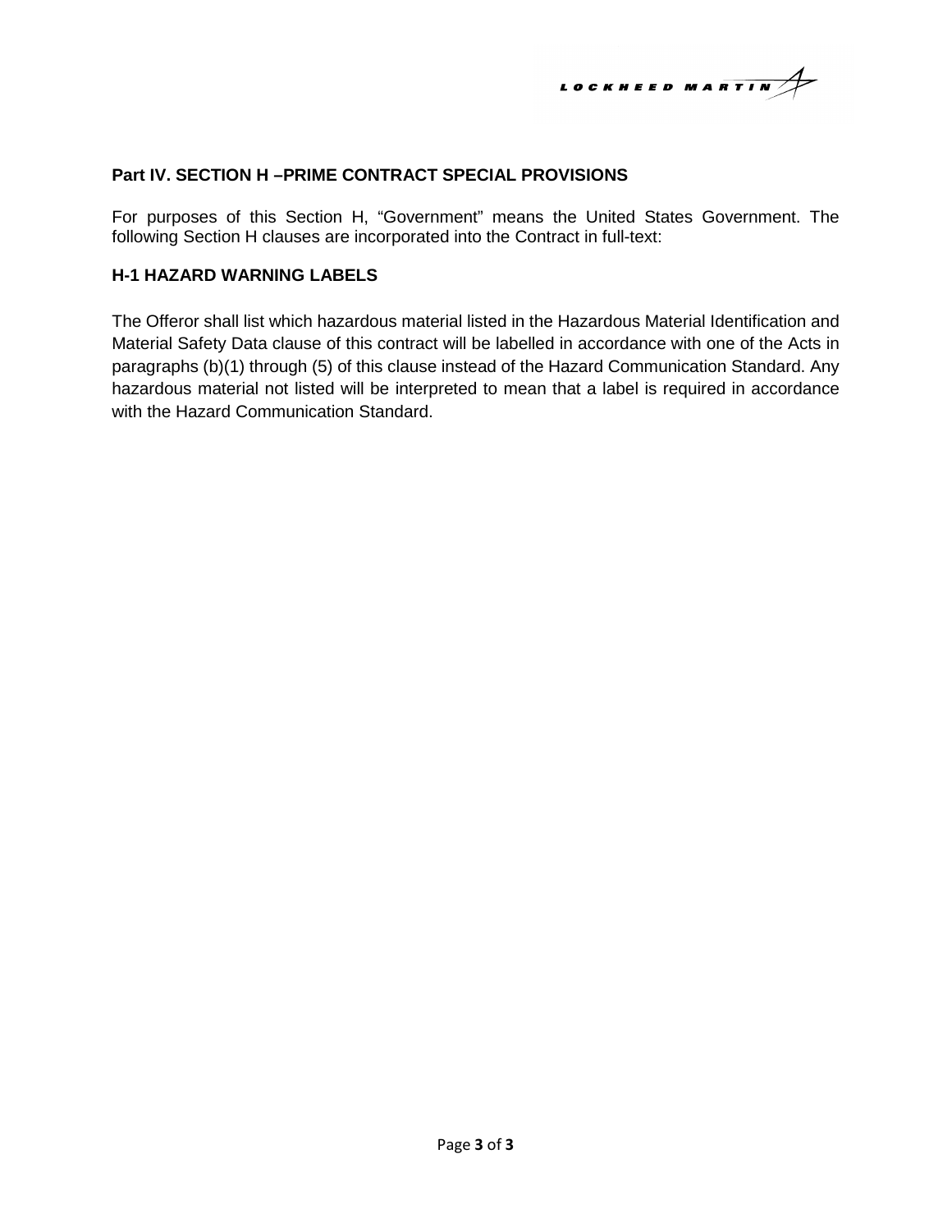## Part IV. SECTION H –PRIME CONTRACT SPECIAL PROVISIONS

For purposes of this Section H, "Government" means the United States Government. The following Section H clauses are incorporated into the Contract in full-text:

### H-1 HAZARD WARNING LABELS

The Offeror shall list which hazardous material listed in the Hazardous Material Identification and Material Safety Data clause of this contract will be labelled in accordance with one of the Acts in paragraphs (b)(1) through (5) of this clause instead of the Hazard Communication Standard. Any hazardous material not listed will be interpreted to mean that a label is required in accordance with the Hazard Communication Standard.